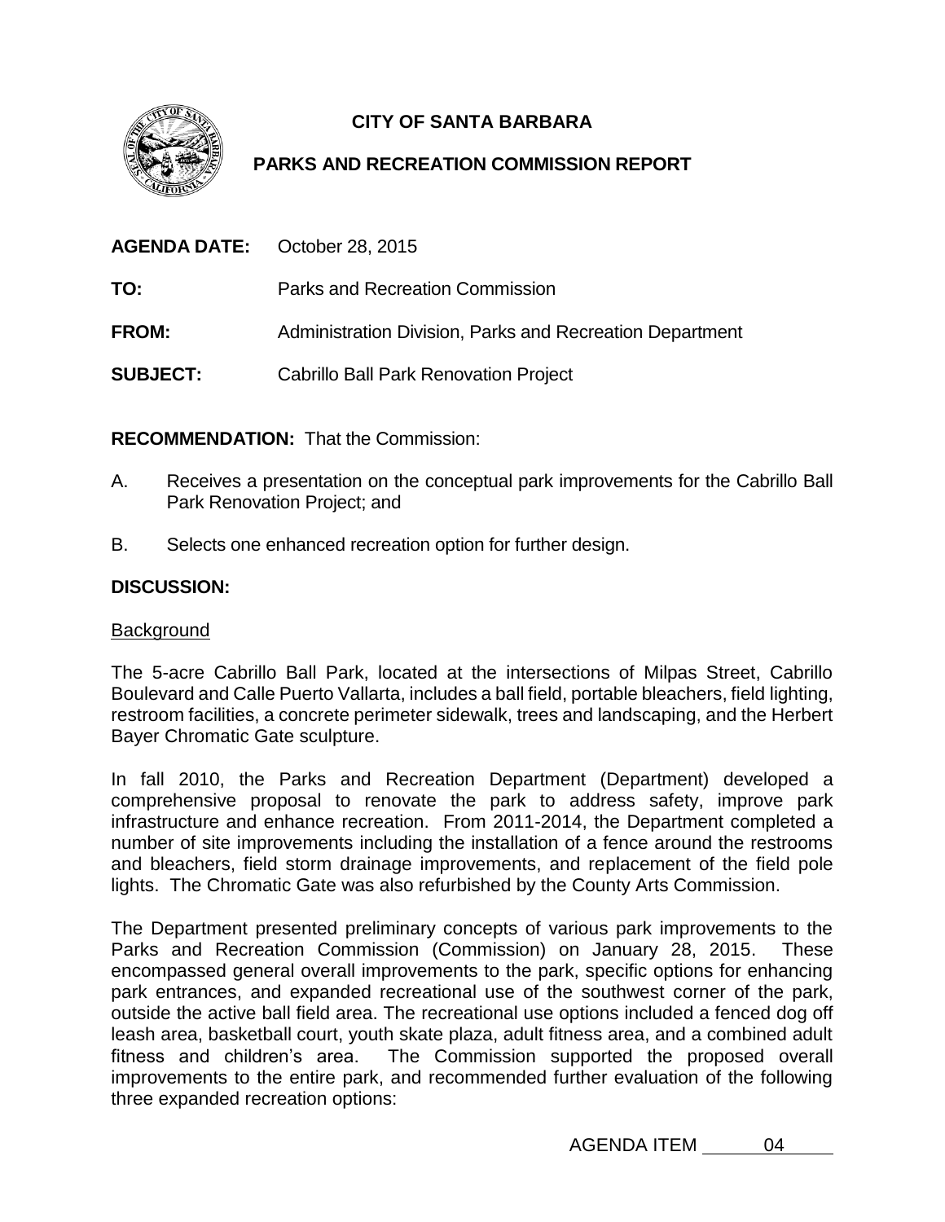# CITY OF SANTA BARBARA

## PARKS AND RECREATION COMMISSION REPORT

**AGENDA DATE:** October 28, 2015

**TO:** Parks and Recreation Commission

**FROM:** Administration Division, Parks and Recreation Department

**SUBJECT:** Cabrillo Ball Park Renovation Project

**RECOMMENDATION:** That the Commission:

A. Receives a presentation on the conceptual park improvements for the Cabrillo Ball Park Renovation Project; and

B. Selects one enhanced recreation option for further design.

**DISCUSSION:**

Background

The 5-acre Cabrillo Ball Park, located at the intersections of Milpas Street, Cabrillo Boulevard and Calle Puerto Vallarta, includes a ball field, portable bleachers, field lighting, restroom facilities, a concrete perimeter sidewalk, trees and landscaping, and the Herbert Bayer Chromatic Gate sculpture.

In fall 2010, the Parks and Recreation Department (Department) developed a comprehensive proposal to renovate the park to address safety, improve park infrastructure and enhance recreation. From 2011-2014, the Department completed a number of site improvements including the installation of a fence around the restrooms and bleachers, field storm drainage improvements, and replacement of the field pole lights. The Chromatic Gate was also refurbished by the County Arts Commission.

The Department presented preliminary concepts of various park improvements to the Parks and Recreation Commission (Commission) on January 28, 2015. These encompassed general overall improvements to the park, specific options for enhancing park entrances, and expanded recreational use of the southwest corner of the park, outside the active ball field area. The recreational use options included a fenced dog off leash area, basketball court, youth skate plaza, adult fitness area, and a combined adult fitness and children's area. The Commission supported the proposed overall improvements to the entire park, and recommended further evaluation of the following three expanded recreation options:

AGENDA ITEM 04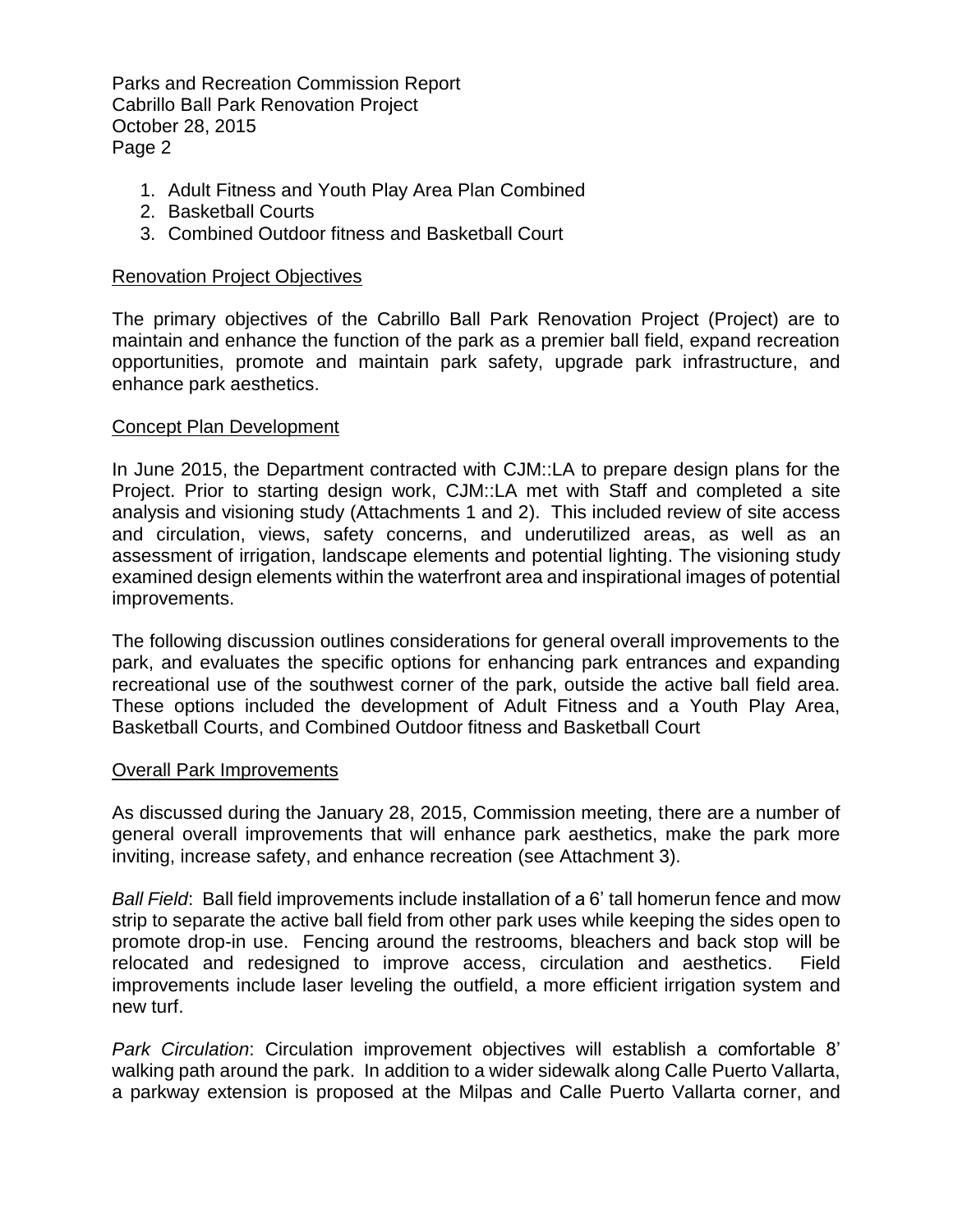1. Adult Fitness and Youth Play Area Plan Combined
2. Basketball Courts
3. Combined Outdoor fitness and Basketball Court

## Renovation Project Objectives

The primary objectives of the Cabrillo Ball Park Renovation Project (Project) are to maintain and enhance the function of the park as a premier ball field, expand recreation opportunities, promote and maintain park safety, upgrade park infrastructure, and enhance park aesthetics.

## Concept Plan Development

In June 2015, the Department contracted with CJM::LA to prepare design plans for the Project. Prior to starting design work, CJM::LA met with Staff and completed a site analysis and visioning study (Attachments 1 and 2). This included review of site access and circulation, views, safety concerns, and underutilized areas, as well as an assessment of irrigation, landscape elements and potential lighting. The visioning study examined design elements within the waterfront area and inspirational images of potential improvements.

The following discussion outlines considerations for general overall improvements to the park, and evaluates the specific options for enhancing park entrances and expanding recreational use of the southwest corner of the park, outside the active ball field area. These options included the development of Adult Fitness and a Youth Play Area, Basketball Courts, and Combined Outdoor fitness and Basketball Court

## Overall Park Improvements

As discussed during the January 28, 2015, Commission meeting, there are a number of general overall improvements that will enhance park aesthetics, make the park more inviting, increase safety, and enhance recreation (see Attachment 3).

*Ball Field*: Ball field improvements include installation of a 6' tall homerun fence and mow strip to separate the active ball field from other park uses while keeping the sides open to promote drop-in use. Fencing around the restrooms, bleachers and back stop will be relocated and redesigned to improve access, circulation and aesthetics. Field improvements include laser leveling the outfield, a more efficient irrigation system and new turf.

*Park Circulation*: Circulation improvement objectives will establish a comfortable 8' walking path around the park. In addition to a wider sidewalk along Calle Puerto Vallarta, a parkway extension is proposed at the Milpas and Calle Puerto Vallarta corner, and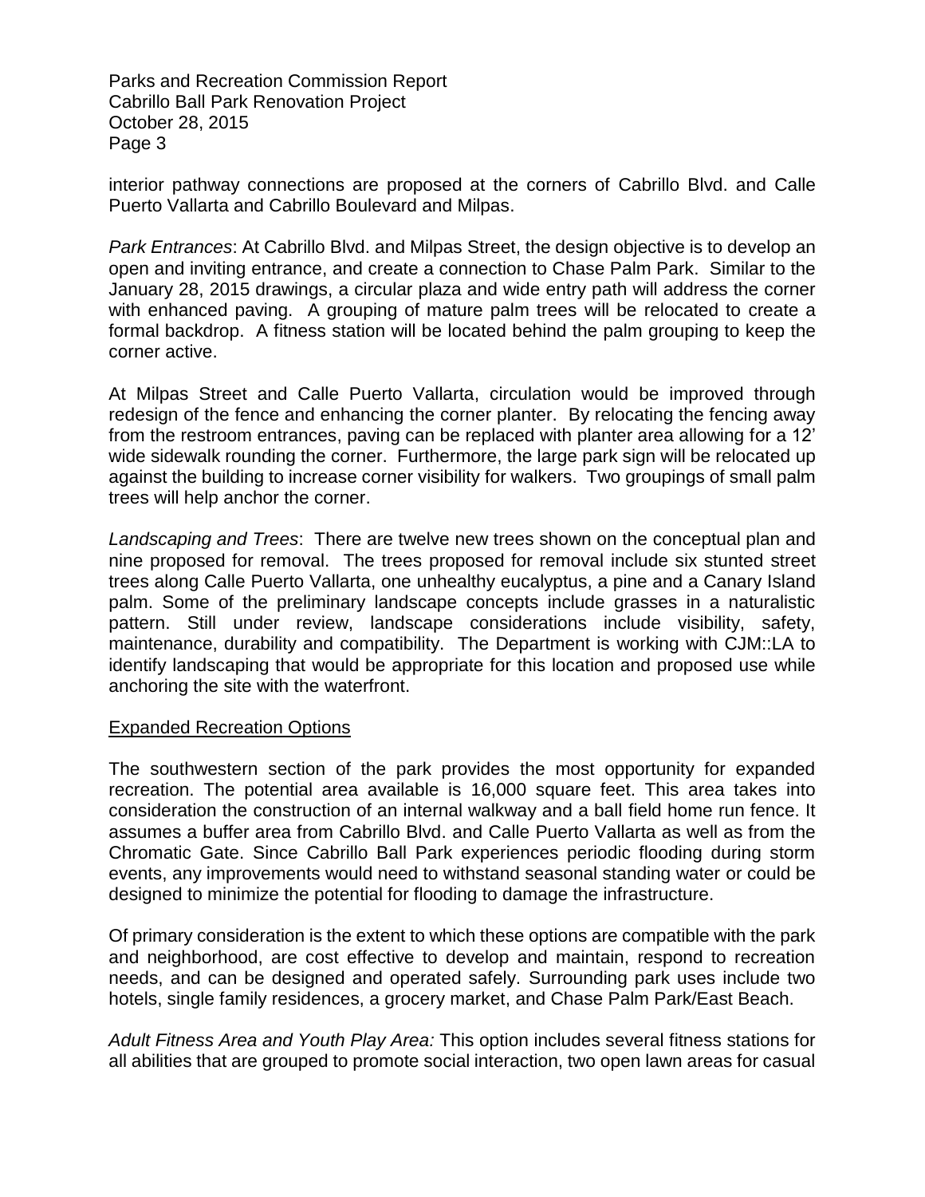interior pathway connections are proposed at the corners of Cabrillo Blvd. and Calle Puerto Vallarta and Cabrillo Boulevard and Milpas.

*Park Entrances*: At Cabrillo Blvd. and Milpas Street, the design objective is to develop an open and inviting entrance, and create a connection to Chase Palm Park. Similar to the January 28, 2015 drawings, a circular plaza and wide entry path will address the corner with enhanced paving. A grouping of mature palm trees will be relocated to create a formal backdrop. A fitness station will be located behind the palm grouping to keep the corner active.

At Milpas Street and Calle Puerto Vallarta, circulation would be improved through redesign of the fence and enhancing the corner planter. By relocating the fencing away from the restroom entrances, paving can be replaced with planter area allowing for a 12' wide sidewalk rounding the corner. Furthermore, the large park sign will be relocated up against the building to increase corner visibility for walkers. Two groupings of small palm trees will help anchor the corner.

*Landscaping and Trees*: There are twelve new trees shown on the conceptual plan and nine proposed for removal. The trees proposed for removal include six stunted street trees along Calle Puerto Vallarta, one unhealthy eucalyptus, a pine and a Canary Island palm. Some of the preliminary landscape concepts include grasses in a naturalistic pattern. Still under review, landscape considerations include visibility, safety, maintenance, durability and compatibility. The Department is working with CJM::LA to identify landscaping that would be appropriate for this location and proposed use while anchoring the site with the waterfront.

<u>Expanded Recreation Options</u>

The southwestern section of the park provides the most opportunity for expanded recreation. The potential area available is 16,000 square feet. This area takes into consideration the construction of an internal walkway and a ball field home run fence. It assumes a buffer area from Cabrillo Blvd. and Calle Puerto Vallarta as well as from the Chromatic Gate. Since Cabrillo Ball Park experiences periodic flooding during storm events, any improvements would need to withstand seasonal standing water or could be designed to minimize the potential for flooding to damage the infrastructure.

Of primary consideration is the extent to which these options are compatible with the park and neighborhood, are cost effective to develop and maintain, respond to recreation needs, and can be designed and operated safely. Surrounding park uses include two hotels, single family residences, a grocery market, and Chase Palm Park/East Beach.

*Adult Fitness Area and Youth Play Area:* This option includes several fitness stations for all abilities that are grouped to promote social interaction, two open lawn areas for casual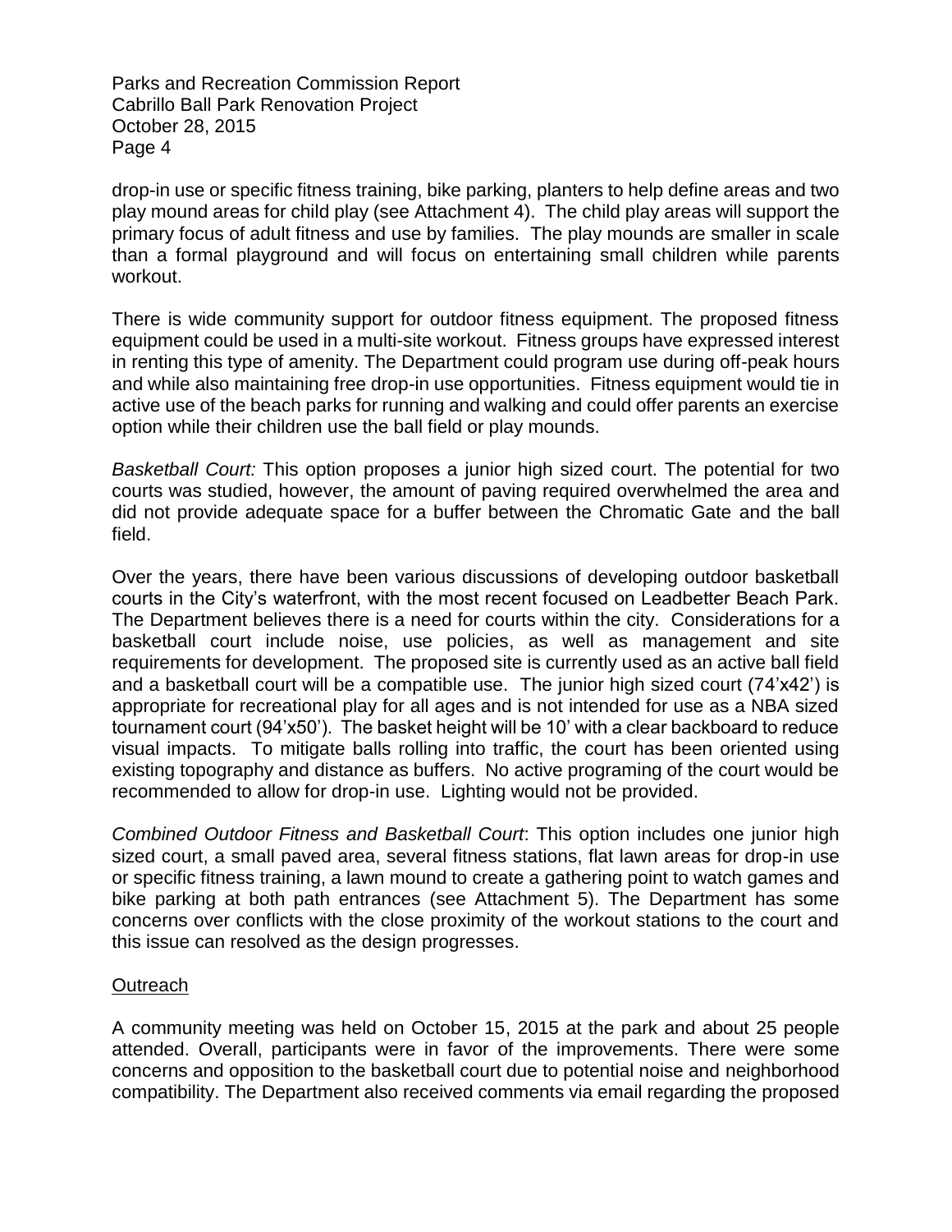drop-in use or specific fitness training, bike parking, planters to help define areas and two play mound areas for child play (see Attachment 4). The child play areas will support the primary focus of adult fitness and use by families. The play mounds are smaller in scale than a formal playground and will focus on entertaining small children while parents workout.

There is wide community support for outdoor fitness equipment. The proposed fitness equipment could be used in a multi-site workout. Fitness groups have expressed interest in renting this type of amenity. The Department could program use during off-peak hours and while also maintaining free drop-in use opportunities. Fitness equipment would tie in active use of the beach parks for running and walking and could offer parents an exercise option while their children use the ball field or play mounds.

*Basketball Court:* This option proposes a junior high sized court. The potential for two courts was studied, however, the amount of paving required overwhelmed the area and did not provide adequate space for a buffer between the Chromatic Gate and the ball field.

Over the years, there have been various discussions of developing outdoor basketball courts in the City's waterfront, with the most recent focused on Leadbetter Beach Park. The Department believes there is a need for courts within the city. Considerations for a basketball court include noise, use policies, as well as management and site requirements for development. The proposed site is currently used as an active ball field and a basketball court will be a compatible use. The junior high sized court (74'x42') is appropriate for recreational play for all ages and is not intended for use as a NBA sized tournament court (94'x50'). The basket height will be 10' with a clear backboard to reduce visual impacts. To mitigate balls rolling into traffic, the court has been oriented using existing topography and distance as buffers. No active programing of the court would be recommended to allow for drop-in use. Lighting would not be provided.

*Combined Outdoor Fitness and Basketball Court*: This option includes one junior high sized court, a small paved area, several fitness stations, flat lawn areas for drop-in use or specific fitness training, a lawn mound to create a gathering point to watch games and bike parking at both path entrances (see Attachment 5). The Department has some concerns over conflicts with the close proximity of the workout stations to the court and this issue can resolved as the design progresses.

## Outreach

A community meeting was held on October 15, 2015 at the park and about 25 people attended. Overall, participants were in favor of the improvements. There were some concerns and opposition to the basketball court due to potential noise and neighborhood compatibility. The Department also received comments via email regarding the proposed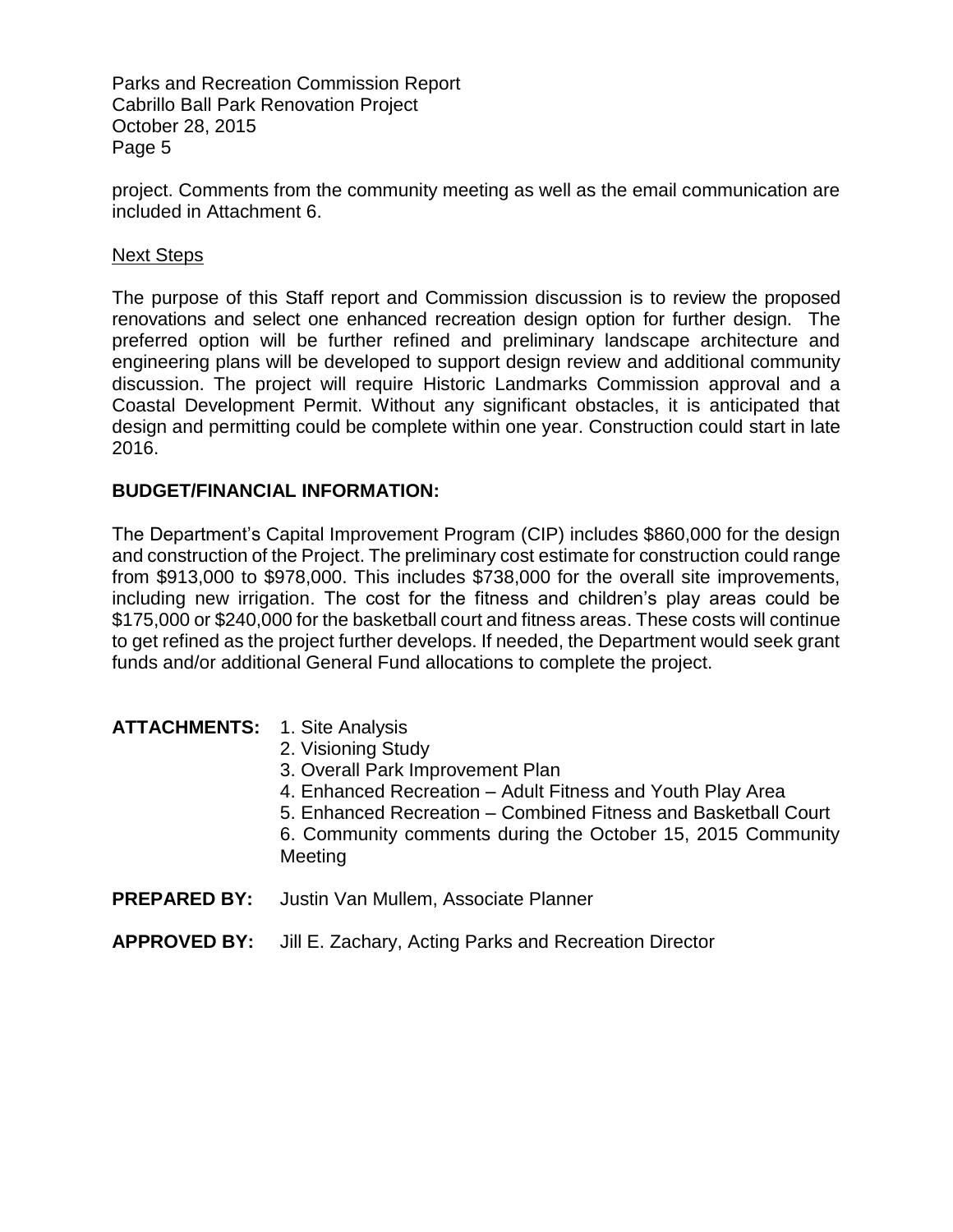project. Comments from the community meeting as well as the email communication are included in Attachment 6.

Next Steps

The purpose of this Staff report and Commission discussion is to review the proposed renovations and select one enhanced recreation design option for further design. The preferred option will be further refined and preliminary landscape architecture and engineering plans will be developed to support design review and additional community discussion. The project will require Historic Landmarks Commission approval and a Coastal Development Permit. Without any significant obstacles, it is anticipated that design and permitting could be complete within one year. Construction could start in late 2016.

**BUDGET/FINANCIAL INFORMATION:**

The Department's Capital Improvement Program (CIP) includes $860,000 for the design and construction of the Project. The preliminary cost estimate for construction could range from $913,000 to $978,000. This includes $738,000 for the overall site improvements, including new irrigation. The cost for the fitness and children's play areas could be $175,000 or $240,000 for the basketball court and fitness areas. These costs will continue to get refined as the project further develops. If needed, the Department would seek grant funds and/or additional General Fund allocations to complete the project.

**ATTACHMENTS:**
1. Site Analysis
2. Visioning Study
3. Overall Park Improvement Plan
4. Enhanced Recreation – Adult Fitness and Youth Play Area
5. Enhanced Recreation – Combined Fitness and Basketball Court
6. Community comments during the October 15, 2015 Community Meeting

**PREPARED BY:** Justin Van Mullem, Associate Planner

**APPROVED BY:** Jill E. Zachary, Acting Parks and Recreation Director